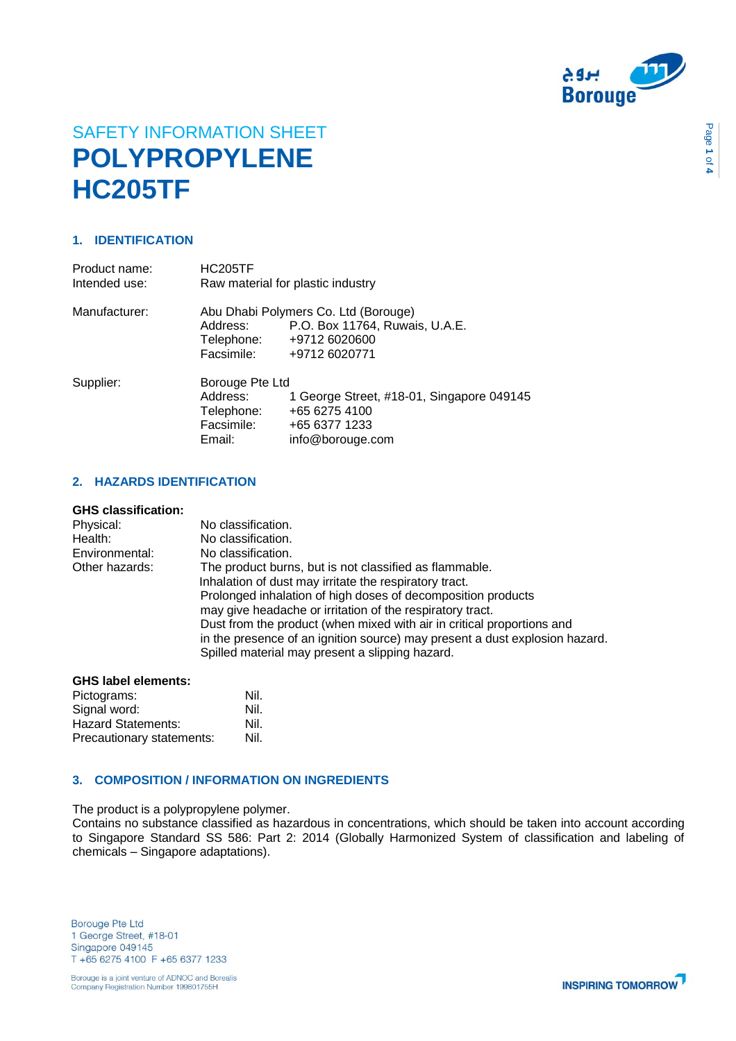SAFETY INFORMATION SHEET

# POLYPROPYLENE HC205TF

## 1. IDENTIFICATION

Product name: HC205TF
Intended use: Raw material for plastic industry

Manufacturer: Abu Dhabi Polymers Co. Ltd (Borouge)
Address: P.O. Box 11764, Ruwais, U.A.E.
Telephone: +9712 6020600
Facsimile: +9712 6020771

Supplier: Borouge Pte Ltd
Address: 1 George Street, #18-01, Singapore 049145
Telephone: +65 6275 4100
Facsimile: +65 6377 1233
Email: info@borouge.com

## 2. HAZARDS IDENTIFICATION

**GHS classification:**

Physical: No classification.
Health: No classification.
Environmental: No classification.
Other hazards: The product burns, but is not classified as flammable.
Inhalation of dust may irritate the respiratory tract.
Prolonged inhalation of high doses of decomposition products may give headache or irritation of the respiratory tract.
Dust from the product (when mixed with air in critical proportions and in the presence of an ignition source) may present a dust explosion hazard.
Spilled material may present a slipping hazard.

**GHS label elements:**

Pictograms: Nil.
Signal word: Nil.
Hazard Statements: Nil.
Precautionary statements: Nil.

## 3. COMPOSITION / INFORMATION ON INGREDIENTS

The product is a polypropylene polymer.
Contains no substance classified as hazardous in concentrations, which should be taken into account according to Singapore Standard SS 586: Part 2: 2014 (Globally Harmonized System of classification and labeling of chemicals – Singapore adaptations).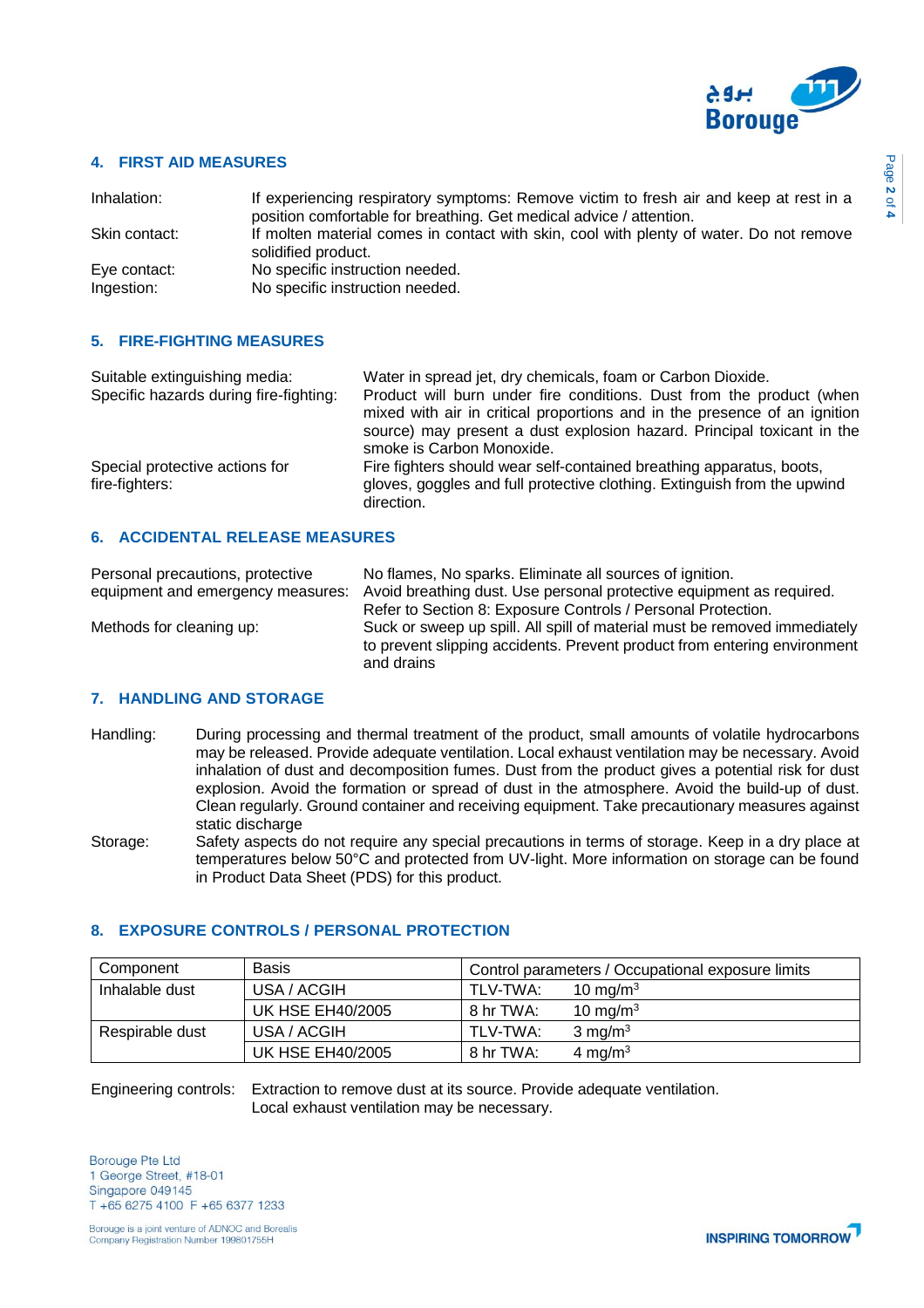## 4. FIRST AID MEASURES

| | |
|---|---|
| Inhalation: | If experiencing respiratory symptoms: Remove victim to fresh air and keep at rest in a position comfortable for breathing. Get medical advice / attention. |
| Skin contact: | If molten material comes in contact with skin, cool with plenty of water. Do not remove solidified product. |
| Eye contact: | No specific instruction needed. |
| Ingestion: | No specific instruction needed. |

## 5. FIRE-FIGHTING MEASURES

| | |
|---|---|
| Suitable extinguishing media: | Water in spread jet, dry chemicals, foam or Carbon Dioxide. |
| Specific hazards during fire-fighting: | Product will burn under fire conditions. Dust from the product (when mixed with air in critical proportions and in the presence of an ignition source) may present a dust explosion hazard. Principal toxicant in the smoke is Carbon Monoxide. |
| Special protective actions for fire-fighters: | Fire fighters should wear self-contained breathing apparatus, boots, gloves, goggles and full protective clothing. Extinguish from the upwind direction. |

## 6. ACCIDENTAL RELEASE MEASURES

| | |
|---|---|
| Personal precautions, protective equipment and emergency measures: | No flames, No sparks. Eliminate all sources of ignition. Avoid breathing dust. Use personal protective equipment as required. Refer to Section 8: Exposure Controls / Personal Protection. |
| Methods for cleaning up: | Suck or sweep up spill. All spill of material must be removed immediately to prevent slipping accidents. Prevent product from entering environment and drains |

## 7. HANDLING AND STORAGE

| | |
|---|---|
| Handling: | During processing and thermal treatment of the product, small amounts of volatile hydrocarbons may be released. Provide adequate ventilation. Local exhaust ventilation may be necessary. Avoid inhalation of dust and decomposition fumes. Dust from the product gives a potential risk for dust explosion. Avoid the formation or spread of dust in the atmosphere. Avoid the build-up of dust. Clean regularly. Ground container and receiving equipment. Take precautionary measures against static discharge |
| Storage: | Safety aspects do not require any special precautions in terms of storage. Keep in a dry place at temperatures below 50°C and protected from UV-light. More information on storage can be found in Product Data Sheet (PDS) for this product. |

## 8. EXPOSURE CONTROLS / PERSONAL PROTECTION

| Component | Basis | Control parameters / Occupational exposure limits |
|---|---|---|
| Inhalable dust | USA / ACGIH | TLV-TWA: 10 mg/m$^3$ |
| | UK HSE EH40/2005 | 8 hr TWA: 10 mg/m$^3$ |
| Respirable dust | USA / ACGIH | TLV-TWA: 3 mg/m$^3$ |
| | UK HSE EH40/2005 | 8 hr TWA: 4 mg/m$^3$ |

Engineering controls: Extraction to remove dust at its source. Provide adequate ventilation. Local exhaust ventilation may be necessary.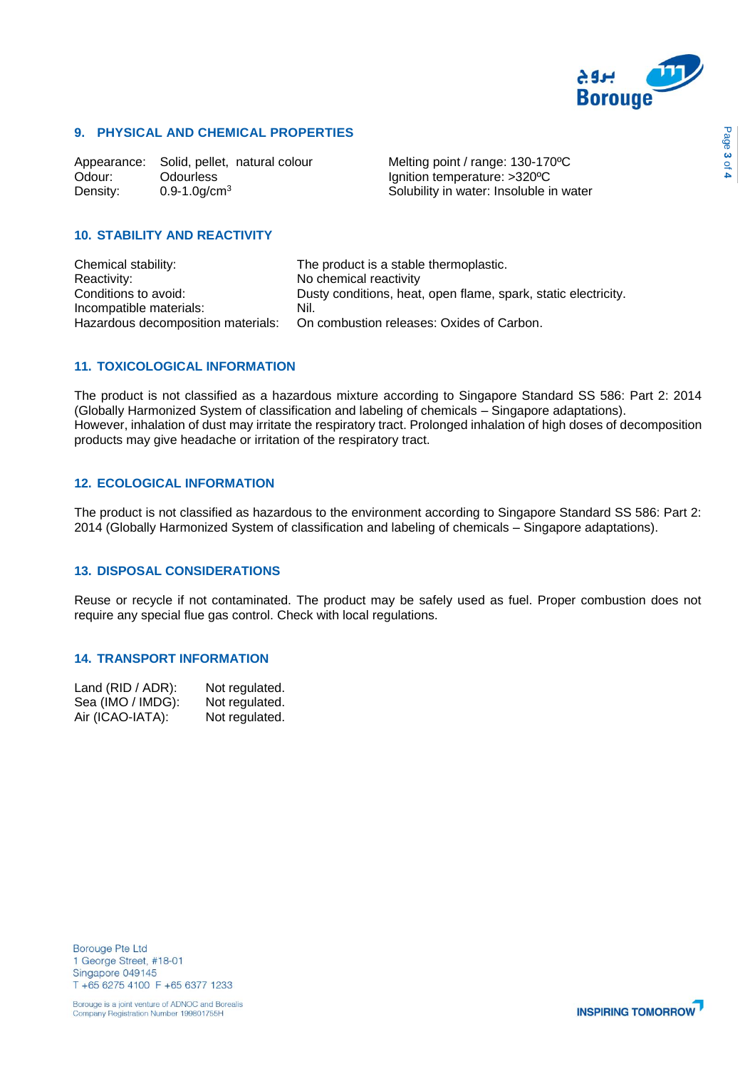## 9. PHYSICAL AND CHEMICAL PROPERTIES

| | | | |
|---|---|---|---|
| Appearance: | Solid, pellet, natural colour | Melting point / range: 130-170ºC | |
| Odour: | Odourless | Ignition temperature: >320ºC | |
| Density: | 0.9-1.0g/cm$^3$ | Solubility in water: Insoluble in water | |

## 10. STABILITY AND REACTIVITY

| | |
|---|---|
| Chemical stability: | The product is a stable thermoplastic. |
| Reactivity: | No chemical reactivity |
| Conditions to avoid: | Dusty conditions, heat, open flame, spark, static electricity. |
| Incompatible materials: | Nil. |
| Hazardous decomposition materials: | On combustion releases: Oxides of Carbon. |

## 11. TOXICOLOGICAL INFORMATION

The product is not classified as a hazardous mixture according to Singapore Standard SS 586: Part 2: 2014 (Globally Harmonized System of classification and labeling of chemicals – Singapore adaptations).
However, inhalation of dust may irritate the respiratory tract. Prolonged inhalation of high doses of decomposition products may give headache or irritation of the respiratory tract.

## 12. ECOLOGICAL INFORMATION

The product is not classified as hazardous to the environment according to Singapore Standard SS 586: Part 2: 2014 (Globally Harmonized System of classification and labeling of chemicals – Singapore adaptations).

## 13. DISPOSAL CONSIDERATIONS

Reuse or recycle if not contaminated. The product may be safely used as fuel. Proper combustion does not require any special flue gas control. Check with local regulations.

## 14. TRANSPORT INFORMATION

| | |
|---|---|
| Land (RID / ADR): | Not regulated. |
| Sea (IMO / IMDG): | Not regulated. |
| Air (ICAO-IATA): | Not regulated. |

Borouge Pte Ltd
1 George Street, #18-01
Singapore 049145
T +65 6275 4100 F +65 6377 1233

Borouge is a joint venture of ADNOC and Borealis
Company Registration Number 199801755H

INSPIRING TOMORROW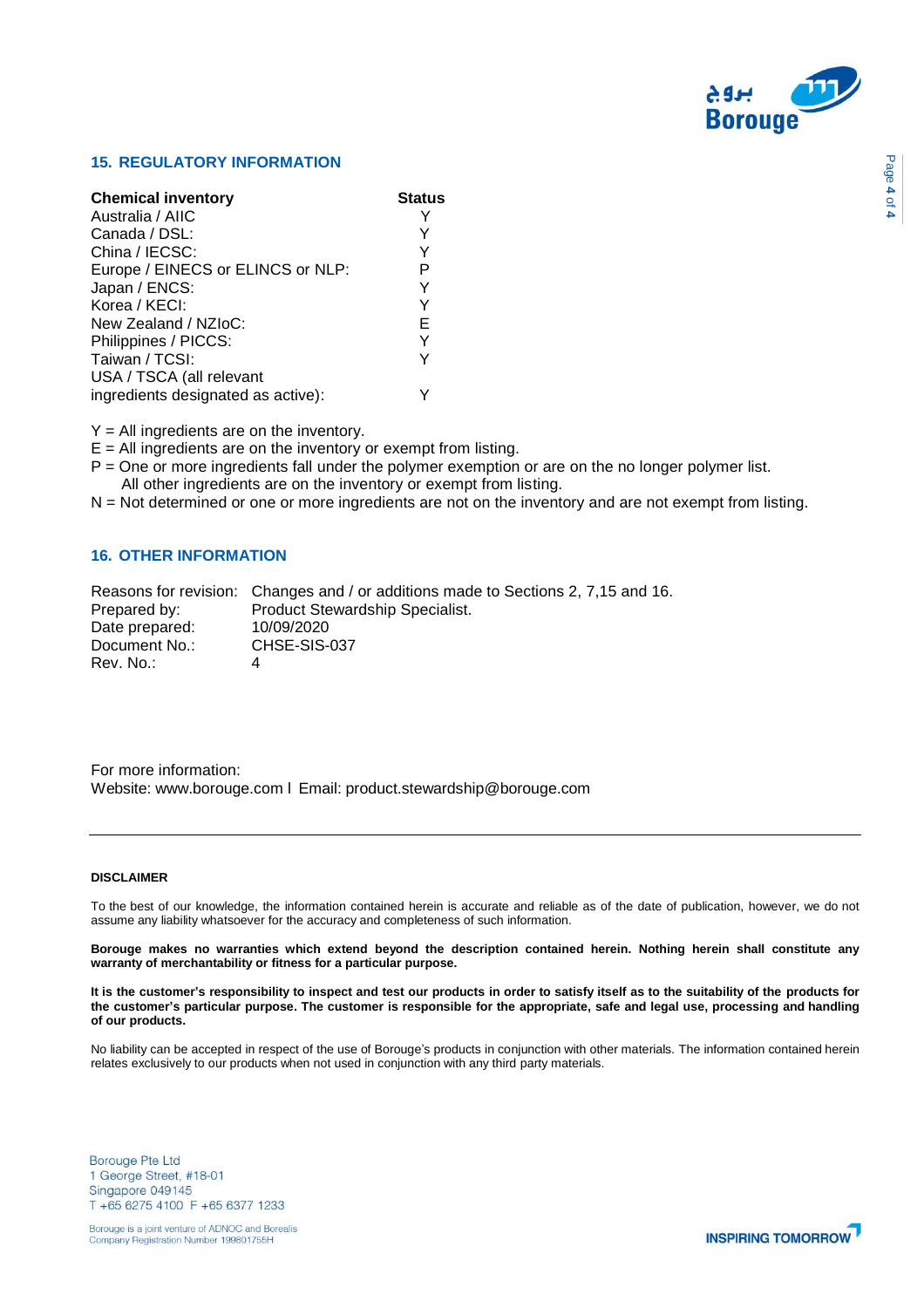## 15. REGULATORY INFORMATION

| Chemical inventory | Status |
|---|---|
| Australia / AIIC | Y |
| Canada / DSL: | Y |
| China / IECSC: | Y |
| Europe / EINECS or ELINCS or NLP: | P |
| Japan / ENCS: | Y |
| Korea / KECI: | Y |
| New Zealand / NZIoC: | E |
| Philippines / PICCS: | Y |
| Taiwan / TCSI: | Y |
| USA / TSCA (all relevant ingredients designated as active): | Y |

Y = All ingredients are on the inventory.
E = All ingredients are on the inventory or exempt from listing.
P = One or more ingredients fall under the polymer exemption or are on the no longer polymer list. All other ingredients are on the inventory or exempt from listing.
N = Not determined or one or more ingredients are not on the inventory and are not exempt from listing.

## 16. OTHER INFORMATION

| | |
|---|---|
| Reasons for revision: | Changes and / or additions made to Sections 2, 7,15 and 16. |
| Prepared by: | Product Stewardship Specialist. |
| Date prepared: | 10/09/2020 |
| Document No.: | CHSE-SIS-037 |
| Rev. No.: | 4 |

For more information:
Website: www.borouge.com l Email: product.stewardship@borouge.com

---

**DISCLAIMER**

To the best of our knowledge, the information contained herein is accurate and reliable as of the date of publication, however, we do not assume any liability whatsoever for the accuracy and completeness of such information.

**Borouge makes no warranties which extend beyond the description contained herein. Nothing herein shall constitute any warranty of merchantability or fitness for a particular purpose.**

**It is the customer's responsibility to inspect and test our products in order to satisfy itself as to the suitability of the products for the customer's particular purpose. The customer is responsible for the appropriate, safe and legal use, processing and handling of our products.**

No liability can be accepted in respect of the use of Borouge's products in conjunction with other materials. The information contained herein relates exclusively to our products when not used in conjunction with any third party materials.

Borouge Pte Ltd
1 George Street, #18-01
Singapore 049145
T +65 6275 4100 F +65 6377 1233

Borouge is a joint venture of ADNOC and Borealis
Company Registration Number 199801755H

INSPIRING TOMORROW